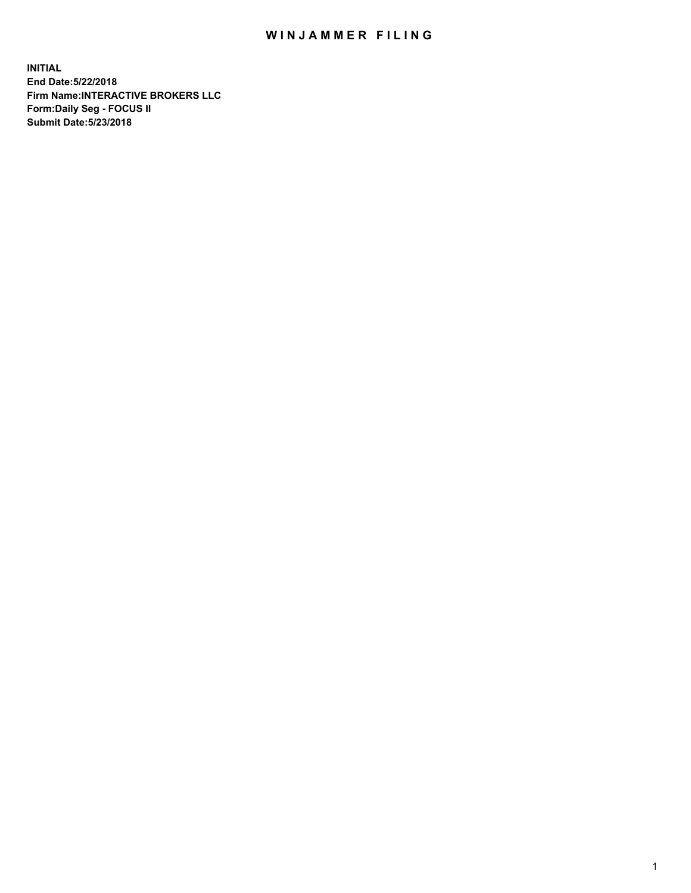# WINJAMMER FILING

**INITIAL**
**End Date:5/22/2018**
**Firm Name:INTERACTIVE BROKERS LLC**
**Form:Daily Seg - FOCUS II**
**Submit Date:5/23/2018**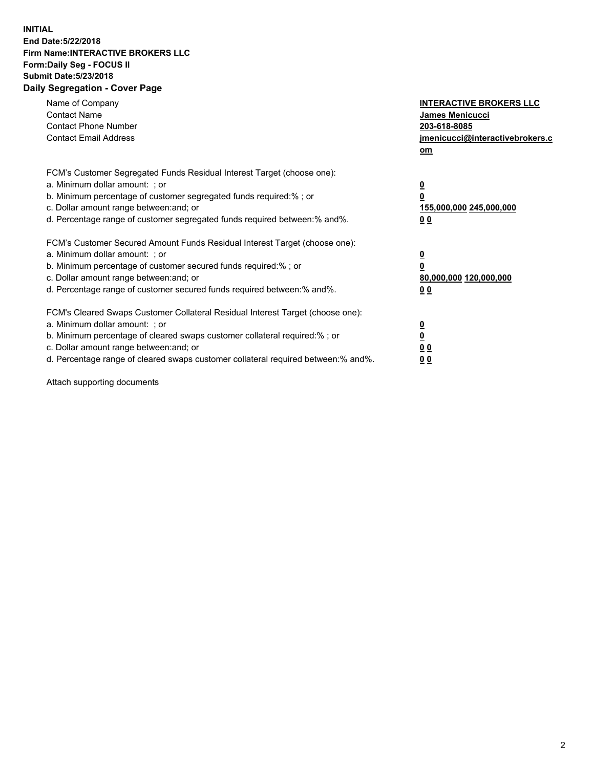**INITIAL**
**End Date:5/22/2018**
**Firm Name:INTERACTIVE BROKERS LLC**
**Form:Daily Seg - FOCUS II**
**Submit Date:5/23/2018**
**Daily Segregation - Cover Page**

| | |
|---|---|
| Name of Company | **INTERACTIVE BROKERS LLC** |
| Contact Name | **James Menicucci** |
| Contact Phone Number | **203-618-8085** |
| Contact Email Address | **jmenicucci@interactivebrokers.com** |

FCM's Customer Segregated Funds Residual Interest Target (choose one):

| | |
|---|---|
| a. Minimum dollar amount: ; or | **0** |
| b. Minimum percentage of customer segregated funds required:% ; or | **0** |
| c. Dollar amount range between:and; or | **155,000,000 245,000,000** |
| d. Percentage range of customer segregated funds required between:% and%. | **0 0** |

FCM's Customer Secured Amount Funds Residual Interest Target (choose one):

| | |
|---|---|
| a. Minimum dollar amount: ; or | **0** |
| b. Minimum percentage of customer secured funds required:% ; or | **0** |
| c. Dollar amount range between:and; or | **80,000,000 120,000,000** |
| d. Percentage range of customer secured funds required between:% and%. | **0 0** |

FCM's Cleared Swaps Customer Collateral Residual Interest Target (choose one):

| | |
|---|---|
| a. Minimum dollar amount: ; or | **0** |
| b. Minimum percentage of cleared swaps customer collateral required:% ; or | **0** |
| c. Dollar amount range between:and; or | **0 0** |
| d. Percentage range of cleared swaps customer collateral required between:% and%. | **0 0** |

Attach supporting documents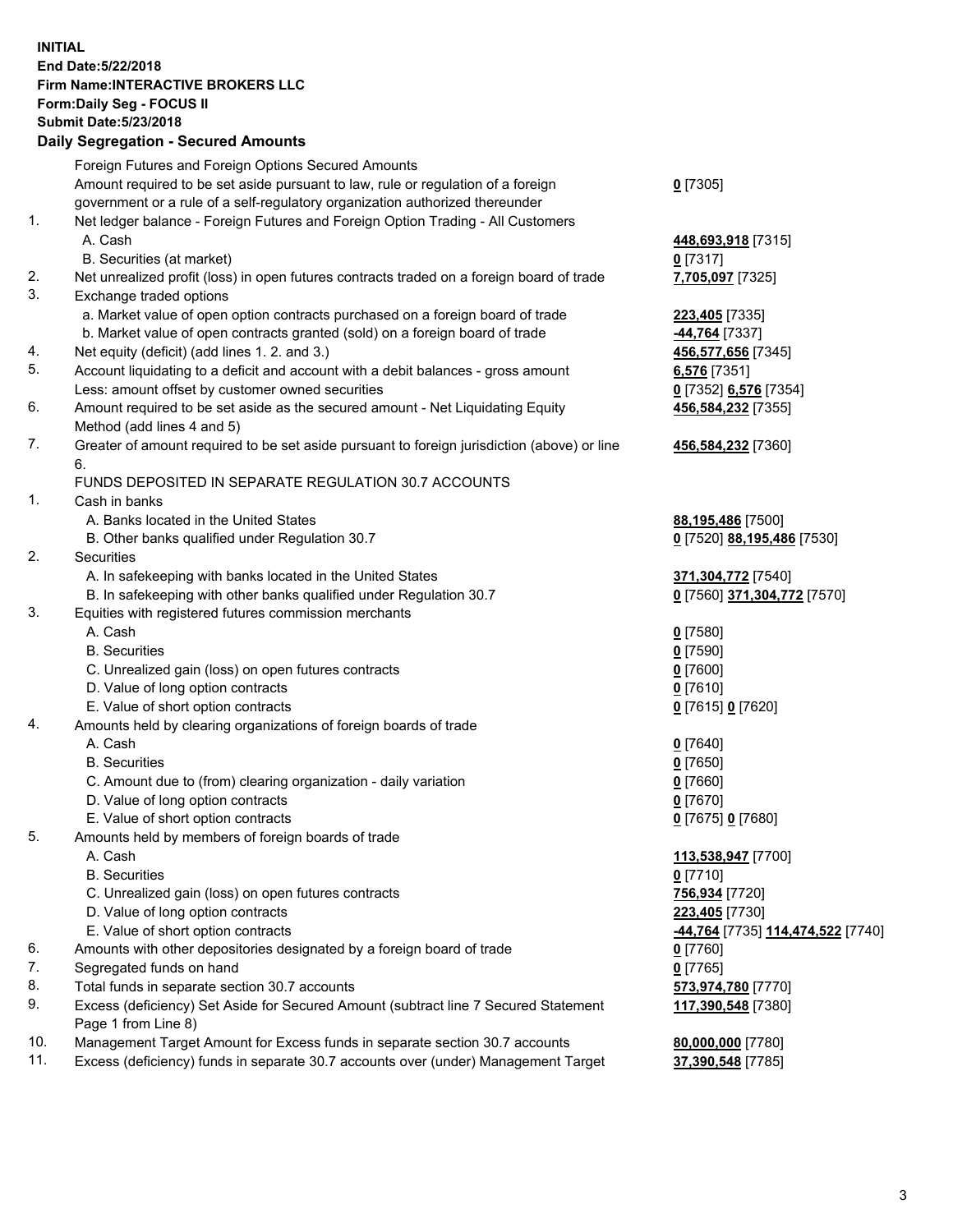**INITIAL**
**End Date:5/22/2018**
**Firm Name:INTERACTIVE BROKERS LLC**
**Form:Daily Seg - FOCUS II**
**Submit Date:5/23/2018**
**Daily Segregation - Secured Amounts**

| | | |
|---|---|---|
| | Foreign Futures and Foreign Options Secured Amounts | |
| | Amount required to be set aside pursuant to law, rule or regulation of a foreign government or a rule of a self-regulatory organization authorized thereunder | **0** [7305] |
| 1. | Net ledger balance - Foreign Futures and Foreign Option Trading - All Customers | |
| | A. Cash | **448,693,918** [7315] |
| | B. Securities (at market) | **0** [7317] |
| 2. | Net unrealized profit (loss) in open futures contracts traded on a foreign board of trade | **7,705,097** [7325] |
| 3. | Exchange traded options | |
| | a. Market value of open option contracts purchased on a foreign board of trade | **223,405** [7335] |
| | b. Market value of open contracts granted (sold) on a foreign board of trade | **-44,764** [7337] |
| 4. | Net equity (deficit) (add lines 1. 2. and 3.) | **456,577,656** [7345] |
| 5. | Account liquidating to a deficit and account with a debit balances - gross amount | **6,576** [7351] |
| | Less: amount offset by customer owned securities | **0** [7352] **6,576** [7354] |
| 6. | Amount required to be set aside as the secured amount - Net Liquidating Equity Method (add lines 4 and 5) | **456,584,232** [7355] |
| 7. | Greater of amount required to be set aside pursuant to foreign jurisdiction (above) or line 6. | **456,584,232** [7360] |
| | FUNDS DEPOSITED IN SEPARATE REGULATION 30.7 ACCOUNTS | |
| 1. | Cash in banks | |
| | A. Banks located in the United States | **88,195,486** [7500] |
| | B. Other banks qualified under Regulation 30.7 | **0** [7520] **88,195,486** [7530] |
| 2. | Securities | |
| | A. In safekeeping with banks located in the United States | **371,304,772** [7540] |
| | B. In safekeeping with other banks qualified under Regulation 30.7 | **0** [7560] **371,304,772** [7570] |
| 3. | Equities with registered futures commission merchants | |
| | A. Cash | **0** [7580] |
| | B. Securities | **0** [7590] |
| | C. Unrealized gain (loss) on open futures contracts | **0** [7600] |
| | D. Value of long option contracts | **0** [7610] |
| | E. Value of short option contracts | **0** [7615] **0** [7620] |
| 4. | Amounts held by clearing organizations of foreign boards of trade | |
| | A. Cash | **0** [7640] |
| | B. Securities | **0** [7650] |
| | C. Amount due to (from) clearing organization - daily variation | **0** [7660] |
| | D. Value of long option contracts | **0** [7670] |
| | E. Value of short option contracts | **0** [7675] **0** [7680] |
| 5. | Amounts held by members of foreign boards of trade | |
| | A. Cash | **113,538,947** [7700] |
| | B. Securities | **0** [7710] |
| | C. Unrealized gain (loss) on open futures contracts | **756,934** [7720] |
| | D. Value of long option contracts | **223,405** [7730] |
| | E. Value of short option contracts | **-44,764** [7735] **114,474,522** [7740] |
| 6. | Amounts with other depositories designated by a foreign board of trade | **0** [7760] |
| 7. | Segregated funds on hand | **0** [7765] |
| 8. | Total funds in separate section 30.7 accounts | **573,974,780** [7770] |
| 9. | Excess (deficiency) Set Aside for Secured Amount (subtract line 7 Secured Statement Page 1 from Line 8) | **117,390,548** [7380] |
| 10. | Management Target Amount for Excess funds in separate section 30.7 accounts | **80,000,000** [7780] |
| 11. | Excess (deficiency) funds in separate 30.7 accounts over (under) Management Target | **37,390,548** [7785] |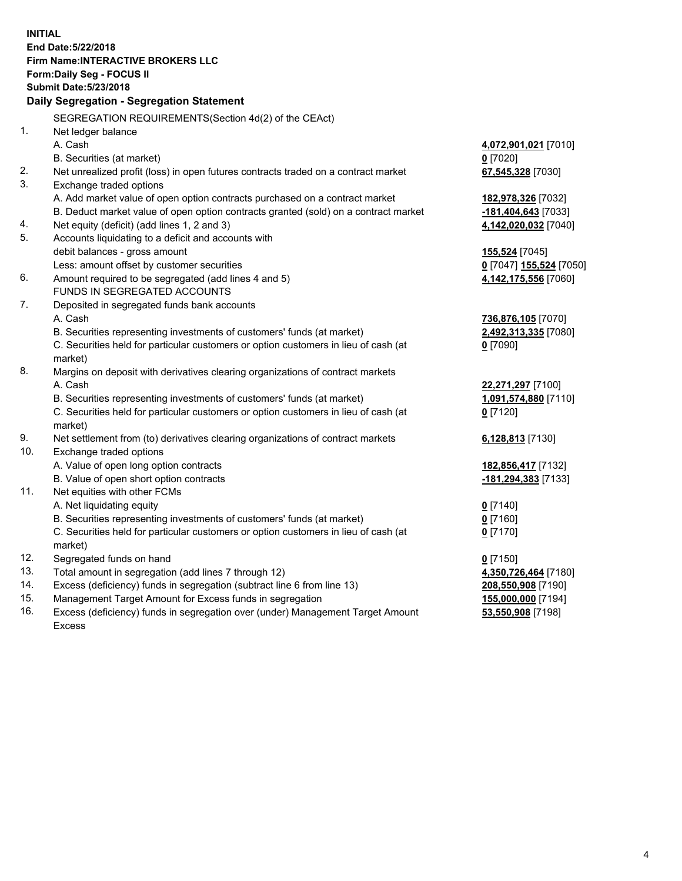**INITIAL**
**End Date:5/22/2018**
**Firm Name:INTERACTIVE BROKERS LLC**
**Form:Daily Seg - FOCUS II**
**Submit Date:5/23/2018**

### Daily Segregation - Segregation Statement

SEGREGATION REQUIREMENTS(Section 4d(2) of the CEAct)

| | | |
|---|---|---|
| 1. | Net ledger balance | |
| | A. Cash | **4,072,901,021** [7010] |
| | B. Securities (at market) | **0** [7020] |
| 2. | Net unrealized profit (loss) in open futures contracts traded on a contract market | **67,545,328** [7030] |
| 3. | Exchange traded options | |
| | A. Add market value of open option contracts purchased on a contract market | **182,978,326** [7032] |
| | B. Deduct market value of open option contracts granted (sold) on a contract market | **-181,404,643** [7033] |
| 4. | Net equity (deficit) (add lines 1, 2 and 3) | **4,142,020,032** [7040] |
| 5. | Accounts liquidating to a deficit and accounts with | |
| | debit balances - gross amount | **155,524** [7045] |
| | Less: amount offset by customer securities | **0** [7047] **155,524** [7050] |
| 6. | Amount required to be segregated (add lines 4 and 5) | **4,142,175,556** [7060] |
| | FUNDS IN SEGREGATED ACCOUNTS | |
| 7. | Deposited in segregated funds bank accounts | |
| | A. Cash | **736,876,105** [7070] |
| | B. Securities representing investments of customers' funds (at market) | **2,492,313,335** [7080] |
| | C. Securities held for particular customers or option customers in lieu of cash (at market) | **0** [7090] |
| 8. | Margins on deposit with derivatives clearing organizations of contract markets | |
| | A. Cash | **22,271,297** [7100] |
| | B. Securities representing investments of customers' funds (at market) | **1,091,574,880** [7110] |
| | C. Securities held for particular customers or option customers in lieu of cash (at market) | **0** [7120] |
| 9. | Net settlement from (to) derivatives clearing organizations of contract markets | **6,128,813** [7130] |
| 10. | Exchange traded options | |
| | A. Value of open long option contracts | **182,856,417** [7132] |
| | B. Value of open short option contracts | **-181,294,383** [7133] |
| 11. | Net equities with other FCMs | |
| | A. Net liquidating equity | **0** [7140] |
| | B. Securities representing investments of customers' funds (at market) | **0** [7160] |
| | C. Securities held for particular customers or option customers in lieu of cash (at market) | **0** [7170] |
| 12. | Segregated funds on hand | **0** [7150] |
| 13. | Total amount in segregation (add lines 7 through 12) | **4,350,726,464** [7180] |
| 14. | Excess (deficiency) funds in segregation (subtract line 6 from line 13) | **208,550,908** [7190] |
| 15. | Management Target Amount for Excess funds in segregation | **155,000,000** [7194] |
| 16. | Excess (deficiency) funds in segregation over (under) Management Target Amount Excess | **53,550,908** [7198] |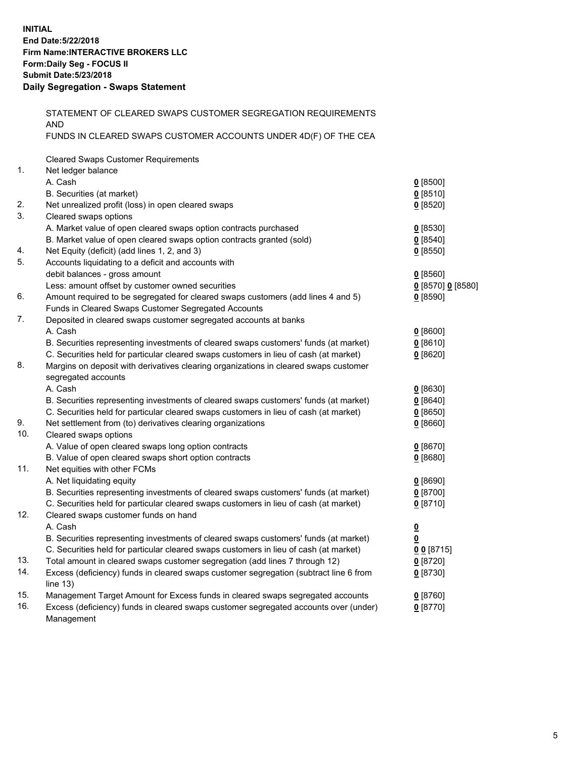**INITIAL**
**End Date:5/22/2018**
**Firm Name:INTERACTIVE BROKERS LLC**
**Form:Daily Seg - FOCUS II**
**Submit Date:5/23/2018**
**Daily Segregation - Swaps Statement**

STATEMENT OF CLEARED SWAPS CUSTOMER SEGREGATION REQUIREMENTS
AND
FUNDS IN CLEARED SWAPS CUSTOMER ACCOUNTS UNDER 4D(F) OF THE CEA

| | | |
|---|---|---|
| | Cleared Swaps Customer Requirements | |
| 1. | Net ledger balance | |
| | A. Cash | 0 [8500] |
| | B. Securities (at market) | 0 [8510] |
| 2. | Net unrealized profit (loss) in open cleared swaps | 0 [8520] |
| 3. | Cleared swaps options | |
| | A. Market value of open cleared swaps option contracts purchased | 0 [8530] |
| | B. Market value of open cleared swaps option contracts granted (sold) | 0 [8540] |
| 4. | Net Equity (deficit) (add lines 1, 2, and 3) | 0 [8550] |
| 5. | Accounts liquidating to a deficit and accounts with | |
| | debit balances - gross amount | 0 [8560] |
| | Less: amount offset by customer owned securities | 0 [8570] 0 [8580] |
| 6. | Amount required to be segregated for cleared swaps customers (add lines 4 and 5) | 0 [8590] |
| | Funds in Cleared Swaps Customer Segregated Accounts | |
| 7. | Deposited in cleared swaps customer segregated accounts at banks | |
| | A. Cash | 0 [8600] |
| | B. Securities representing investments of cleared swaps customers' funds (at market) | 0 [8610] |
| | C. Securities held for particular cleared swaps customers in lieu of cash (at market) | 0 [8620] |
| 8. | Margins on deposit with derivatives clearing organizations in cleared swaps customer segregated accounts | |
| | A. Cash | 0 [8630] |
| | B. Securities representing investments of cleared swaps customers' funds (at market) | 0 [8640] |
| | C. Securities held for particular cleared swaps customers in lieu of cash (at market) | 0 [8650] |
| 9. | Net settlement from (to) derivatives clearing organizations | 0 [8660] |
| 10. | Cleared swaps options | |
| | A. Value of open cleared swaps long option contracts | 0 [8670] |
| | B. Value of open cleared swaps short option contracts | 0 [8680] |
| 11. | Net equities with other FCMs | |
| | A. Net liquidating equity | 0 [8690] |
| | B. Securities representing investments of cleared swaps customers' funds (at market) | 0 [8700] |
| | C. Securities held for particular cleared swaps customers in lieu of cash (at market) | 0 [8710] |
| 12. | Cleared swaps customer funds on hand | |
| | A. Cash | 0 |
| | B. Securities representing investments of cleared swaps customers' funds (at market) | 0 |
| | C. Securities held for particular cleared swaps customers in lieu of cash (at market) | 0 0 [8715] |
| 13. | Total amount in cleared swaps customer segregation (add lines 7 through 12) | 0 [8720] |
| 14. | Excess (deficiency) funds in cleared swaps customer segregation (subtract line 6 from line 13) | 0 [8730] |
| 15. | Management Target Amount for Excess funds in cleared swaps segregated accounts | 0 [8760] |
| 16. | Excess (deficiency) funds in cleared swaps customer segregated accounts over (under) Management | 0 [8770] |